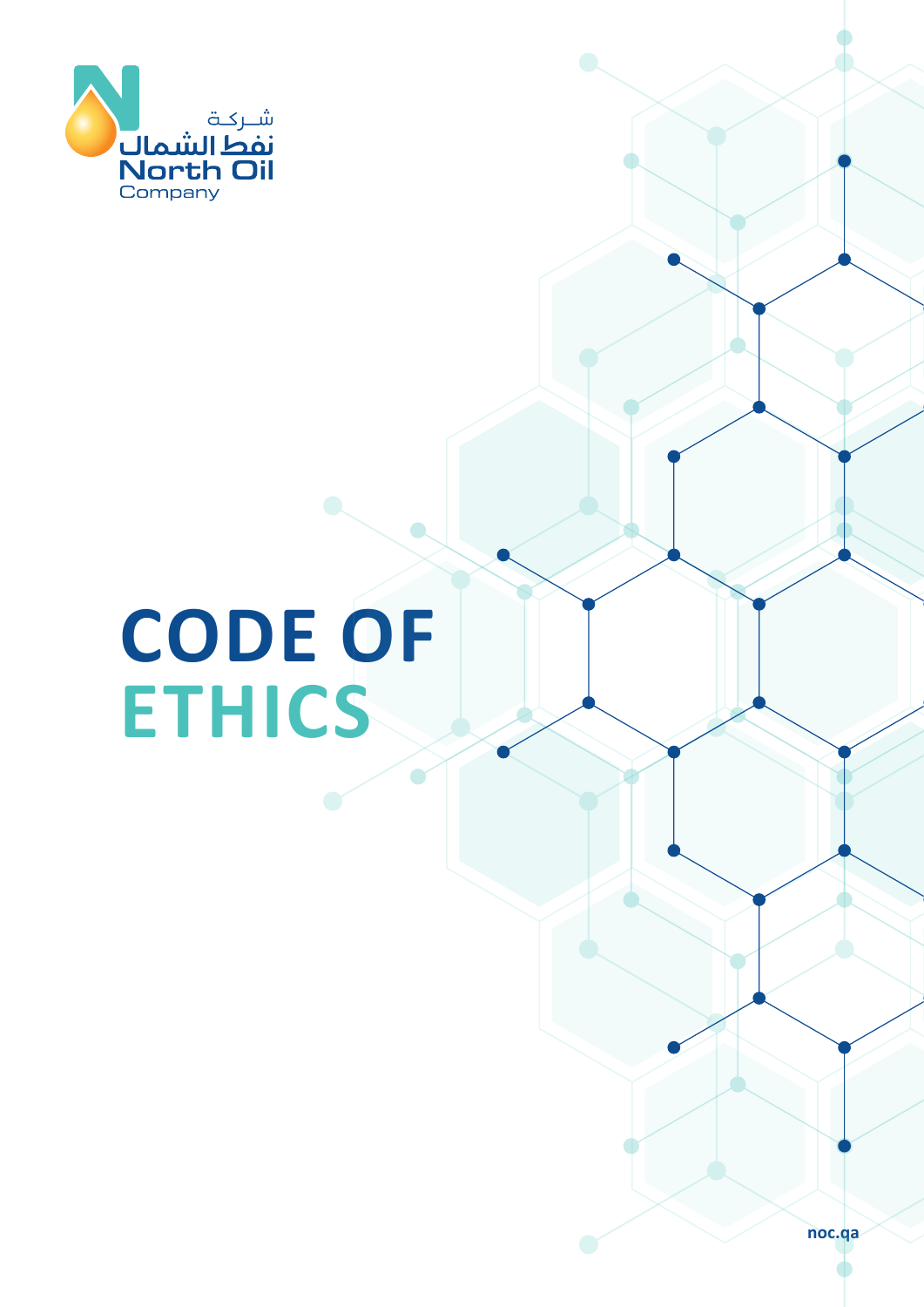شـركـة
نفط الشمال
North Oil
Company

# CODE OF ETHICS

noc.qa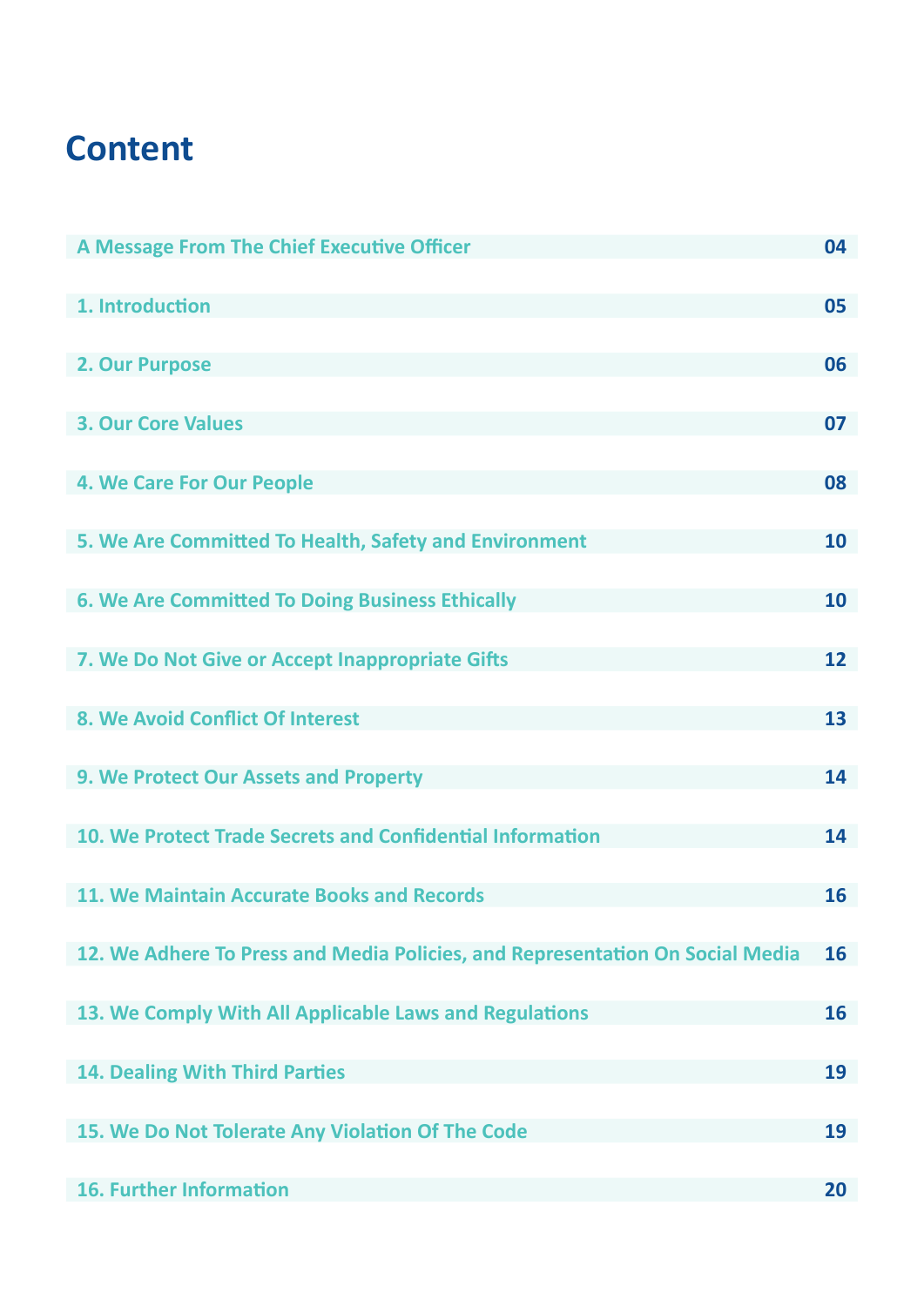# Content

| | |
|---|---|
| A Message From The Chief Executive Officer | 04 |
| 1. Introduction | 05 |
| 2. Our Purpose | 06 |
| 3. Our Core Values | 07 |
| 4. We Care For Our People | 08 |
| 5. We Are Committed To Health, Safety and Environment | 10 |
| 6. We Are Committed To Doing Business Ethically | 10 |
| 7. We Do Not Give or Accept Inappropriate Gifts | 12 |
| 8. We Avoid Conflict Of Interest | 13 |
| 9. We Protect Our Assets and Property | 14 |
| 10. We Protect Trade Secrets and Confidential Information | 14 |
| 11. We Maintain Accurate Books and Records | 16 |
| 12. We Adhere To Press and Media Policies, and Representation On Social Media | 16 |
| 13. We Comply With All Applicable Laws and Regulations | 16 |
| 14. Dealing With Third Parties | 19 |
| 15. We Do Not Tolerate Any Violation Of The Code | 19 |
| 16. Further Information | 20 |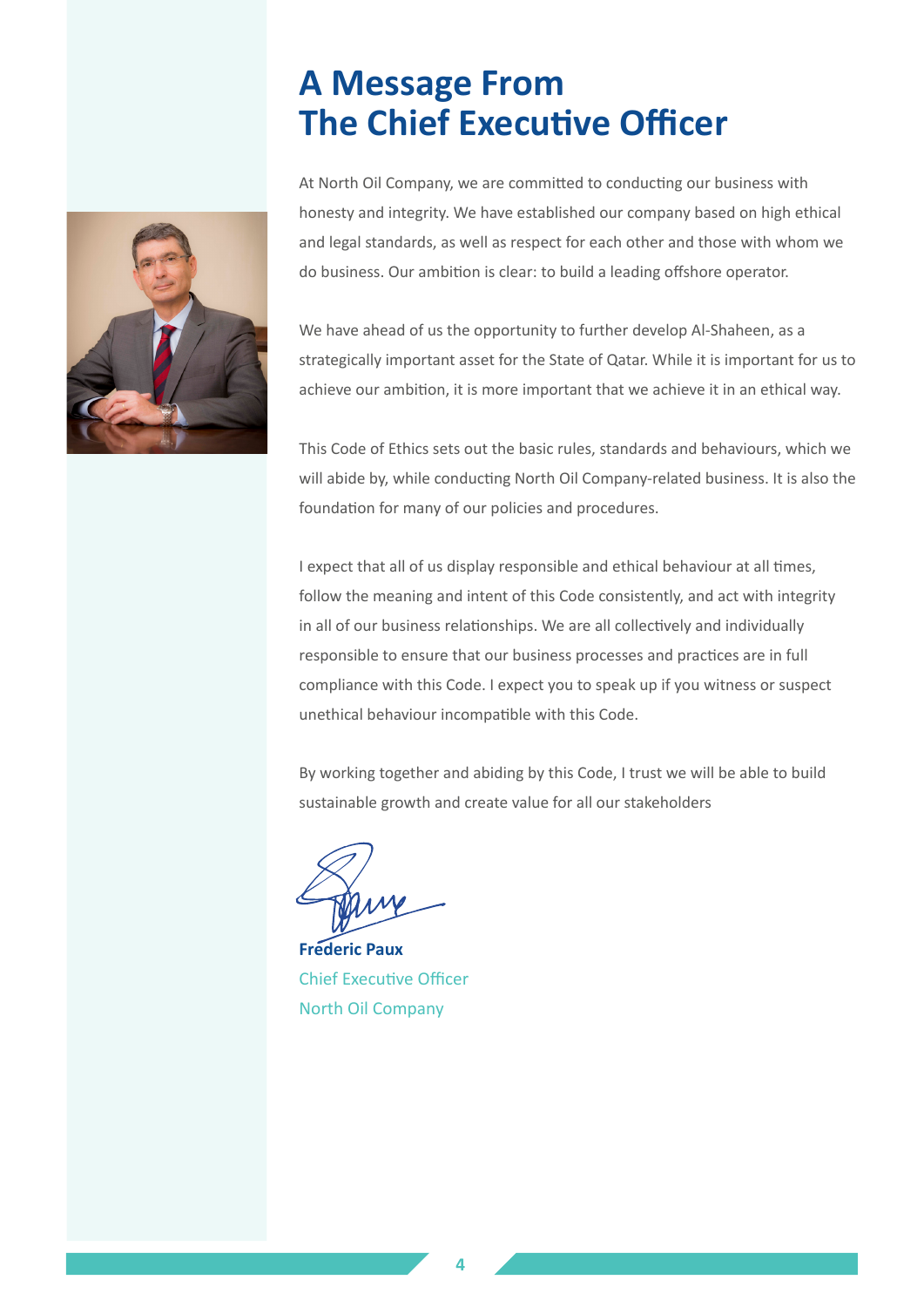# A Message From The Chief Executive Officer

At North Oil Company, we are committed to conducting our business with honesty and integrity. We have established our company based on high ethical and legal standards, as well as respect for each other and those with whom we do business. Our ambition is clear: to build a leading offshore operator.

We have ahead of us the opportunity to further develop Al-Shaheen, as a strategically important asset for the State of Qatar. While it is important for us to achieve our ambition, it is more important that we achieve it in an ethical way.

This Code of Ethics sets out the basic rules, standards and behaviours, which we will abide by, while conducting North Oil Company-related business. It is also the foundation for many of our policies and procedures.

I expect that all of us display responsible and ethical behaviour at all times, follow the meaning and intent of this Code consistently, and act with integrity in all of our business relationships. We are all collectively and individually responsible to ensure that our business processes and practices are in full compliance with this Code. I expect you to speak up if you witness or suspect unethical behaviour incompatible with this Code.

By working together and abiding by this Code, I trust we will be able to build sustainable growth and create value for all our stakeholders

**Frederic Paux**
Chief Executive Officer
North Oil Company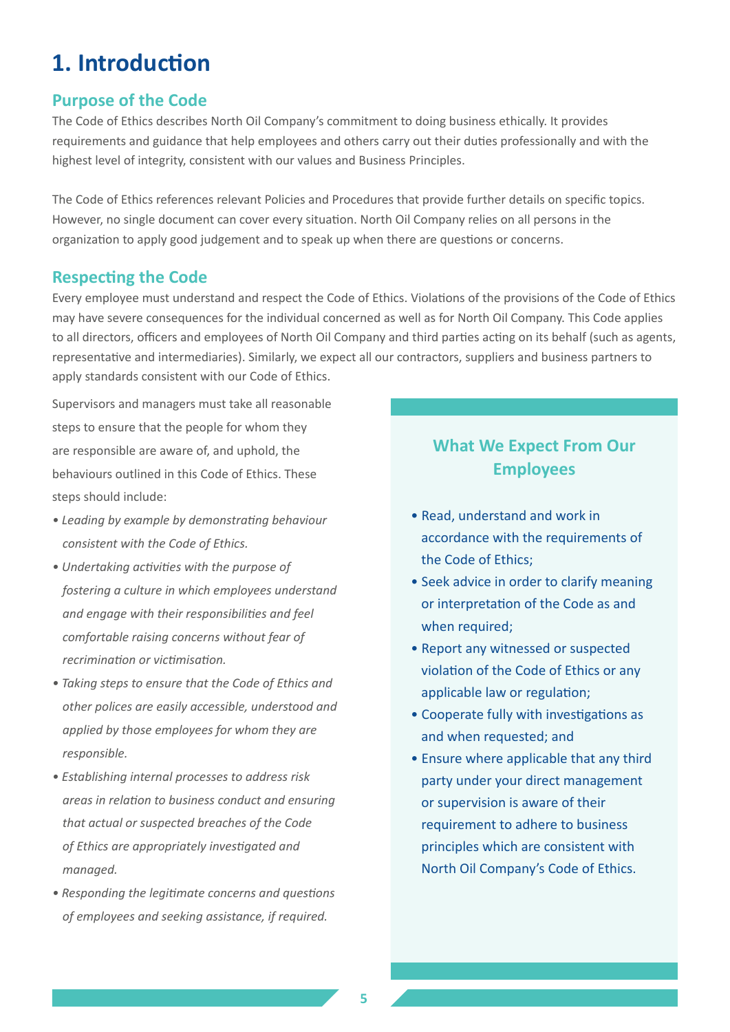# 1. Introduction

## Purpose of the Code

The Code of Ethics describes North Oil Company's commitment to doing business ethically. It provides requirements and guidance that help employees and others carry out their duties professionally and with the highest level of integrity, consistent with our values and Business Principles.

The Code of Ethics references relevant Policies and Procedures that provide further details on specific topics. However, no single document can cover every situation. North Oil Company relies on all persons in the organization to apply good judgement and to speak up when there are questions or concerns.

## Respecting the Code

Every employee must understand and respect the Code of Ethics. Violations of the provisions of the Code of Ethics may have severe consequences for the individual concerned as well as for North Oil Company. This Code applies to all directors, officers and employees of North Oil Company and third parties acting on its behalf (such as agents, representative and intermediaries). Similarly, we expect all our contractors, suppliers and business partners to apply standards consistent with our Code of Ethics.

Supervisors and managers must take all reasonable steps to ensure that the people for whom they are responsible are aware of, and uphold, the behaviours outlined in this Code of Ethics. These steps should include:

- *Leading by example by demonstrating behaviour consistent with the Code of Ethics.*
- *Undertaking activities with the purpose of fostering a culture in which employees understand and engage with their responsibilities and feel comfortable raising concerns without fear of recrimination or victimisation.*
- *Taking steps to ensure that the Code of Ethics and other polices are easily accessible, understood and applied by those employees for whom they are responsible.*
- *Establishing internal processes to address risk areas in relation to business conduct and ensuring that actual or suspected breaches of the Code of Ethics are appropriately investigated and managed.*
- *Responding the legitimate concerns and questions of employees and seeking assistance, if required.*

### What We Expect From Our Employees

- Read, understand and work in accordance with the requirements of the Code of Ethics;
- Seek advice in order to clarify meaning or interpretation of the Code as and when required;
- Report any witnessed or suspected violation of the Code of Ethics or any applicable law or regulation;
- Cooperate fully with investigations as and when requested; and
- Ensure where applicable that any third party under your direct management or supervision is aware of their requirement to adhere to business principles which are consistent with North Oil Company's Code of Ethics.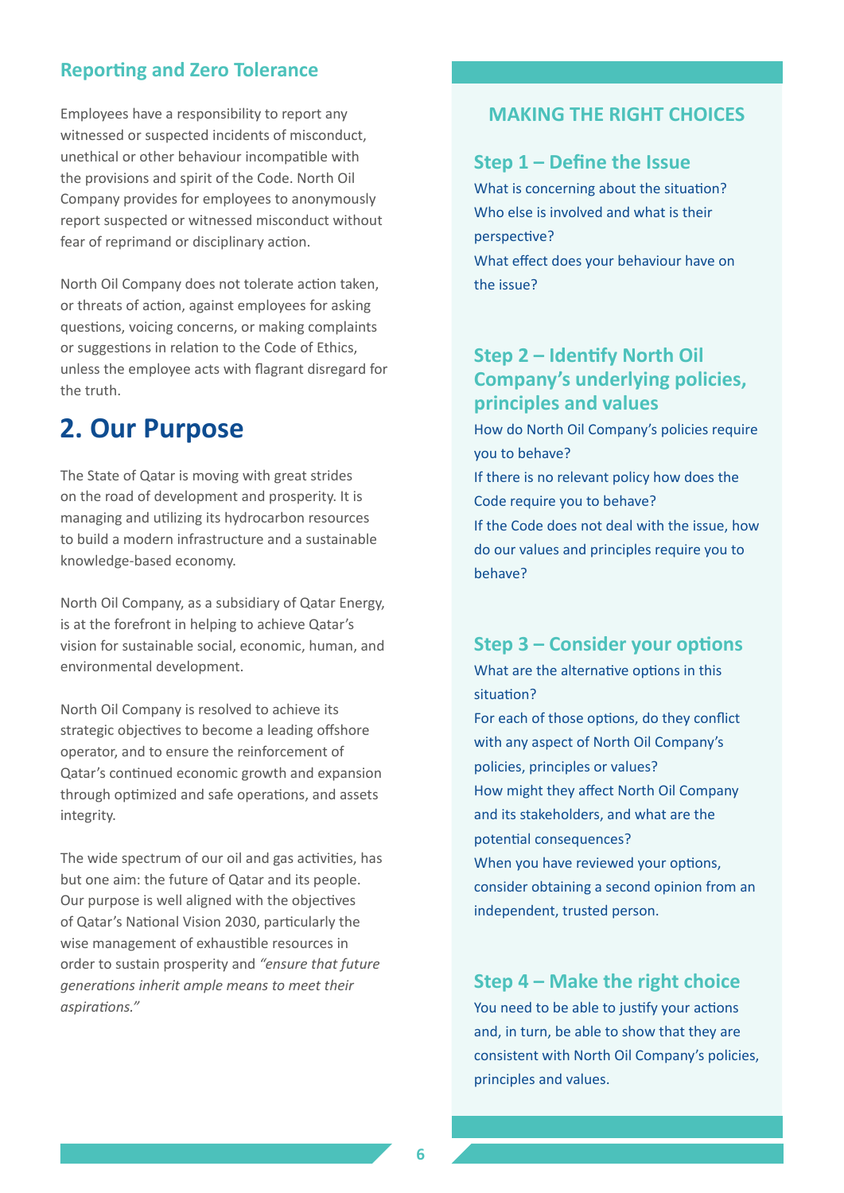### Reporting and Zero Tolerance

Employees have a responsibility to report any witnessed or suspected incidents of misconduct, unethical or other behaviour incompatible with the provisions and spirit of the Code. North Oil Company provides for employees to anonymously report suspected or witnessed misconduct without fear of reprimand or disciplinary action.

North Oil Company does not tolerate action taken, or threats of action, against employees for asking questions, voicing concerns, or making complaints or suggestions in relation to the Code of Ethics, unless the employee acts with flagrant disregard for the truth.

## 2. Our Purpose

The State of Qatar is moving with great strides on the road of development and prosperity. It is managing and utilizing its hydrocarbon resources to build a modern infrastructure and a sustainable knowledge-based economy.

North Oil Company, as a subsidiary of Qatar Energy, is at the forefront in helping to achieve Qatar's vision for sustainable social, economic, human, and environmental development.

North Oil Company is resolved to achieve its strategic objectives to become a leading offshore operator, and to ensure the reinforcement of Qatar's continued economic growth and expansion through optimized and safe operations, and assets integrity.

The wide spectrum of our oil and gas activities, has but one aim: the future of Qatar and its people. Our purpose is well aligned with the objectives of Qatar's National Vision 2030, particularly the wise management of exhaustible resources in order to sustain prosperity and *"ensure that future generations inherit ample means to meet their aspirations."*

### MAKING THE RIGHT CHOICES

#### Step 1 – Define the Issue

What is concerning about the situation?
Who else is involved and what is their perspective?
What effect does your behaviour have on the issue?

#### Step 2 – Identify North Oil Company's underlying policies, principles and values

How do North Oil Company's policies require you to behave?
If there is no relevant policy how does the Code require you to behave?
If the Code does not deal with the issue, how do our values and principles require you to behave?

#### Step 3 – Consider your options

What are the alternative options in this situation?
For each of those options, do they conflict with any aspect of North Oil Company's policies, principles or values?
How might they affect North Oil Company and its stakeholders, and what are the potential consequences?
When you have reviewed your options, consider obtaining a second opinion from an independent, trusted person.

#### Step 4 – Make the right choice

You need to be able to justify your actions and, in turn, be able to show that they are consistent with North Oil Company's policies, principles and values.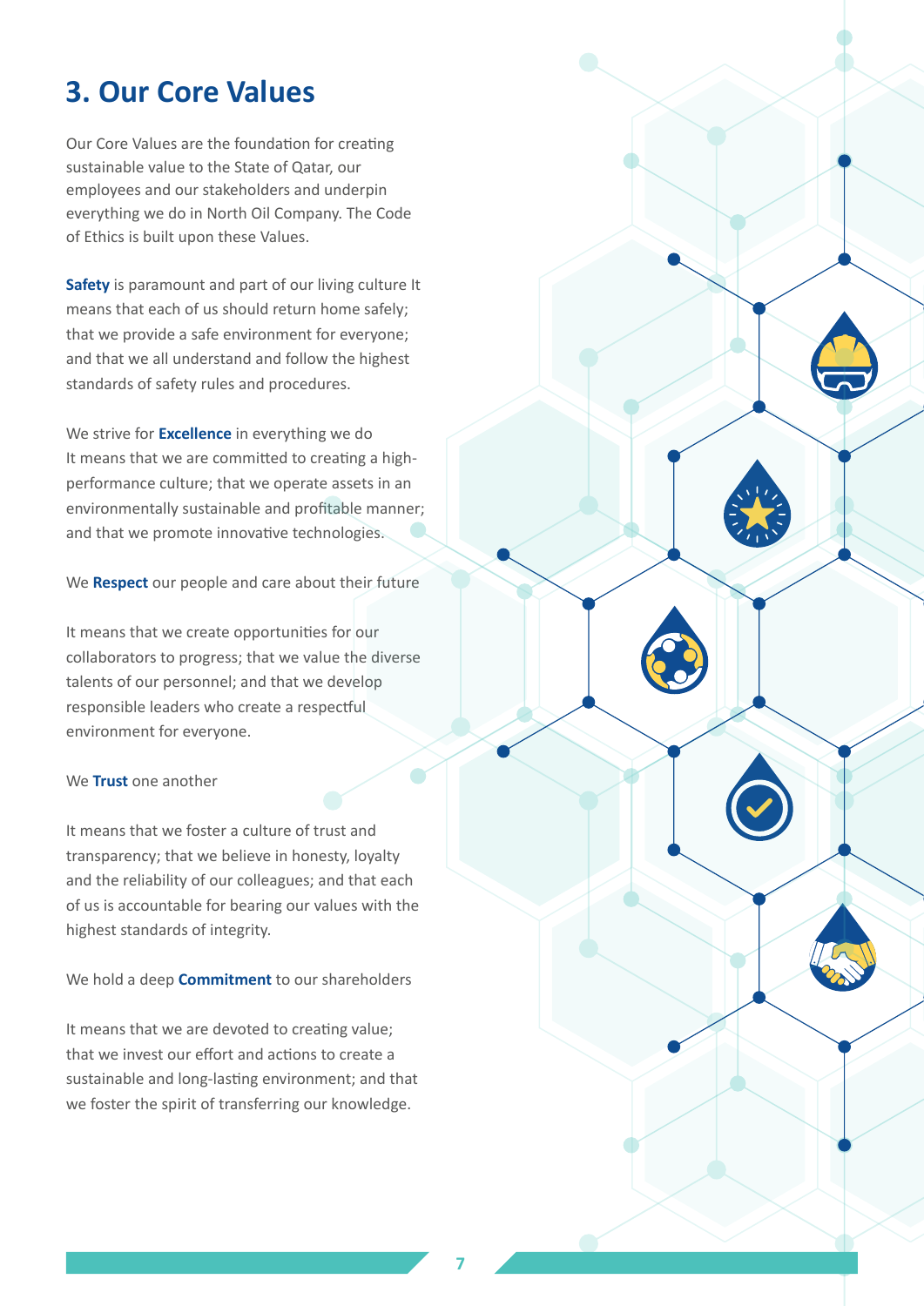## 3. Our Core Values

Our Core Values are the foundation for creating sustainable value to the State of Qatar, our employees and our stakeholders and underpin everything we do in North Oil Company. The Code of Ethics is built upon these Values.

**Safety** is paramount and part of our living culture It means that each of us should return home safely; that we provide a safe environment for everyone; and that we all understand and follow the highest standards of safety rules and procedures.

We strive for **Excellence** in everything we do
It means that we are committed to creating a high-performance culture; that we operate assets in an environmentally sustainable and profitable manner; and that we promote innovative technologies.

We **Respect** our people and care about their future

It means that we create opportunities for our collaborators to progress; that we value the diverse talents of our personnel; and that we develop responsible leaders who create a respectful environment for everyone.

We **Trust** one another

It means that we foster a culture of trust and transparency; that we believe in honesty, loyalty and the reliability of our colleagues; and that each of us is accountable for bearing our values with the highest standards of integrity.

We hold a deep **Commitment** to our shareholders

It means that we are devoted to creating value; that we invest our effort and actions to create a sustainable and long-lasting environment; and that we foster the spirit of transferring our knowledge.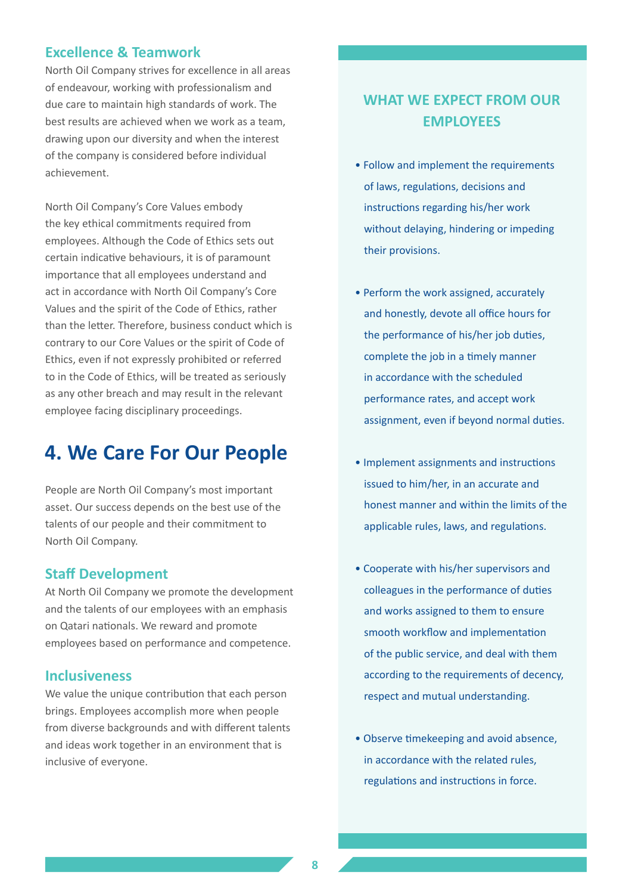### Excellence & Teamwork

North Oil Company strives for excellence in all areas of endeavour, working with professionalism and due care to maintain high standards of work. The best results are achieved when we work as a team, drawing upon our diversity and when the interest of the company is considered before individual achievement.

North Oil Company's Core Values embody the key ethical commitments required from employees. Although the Code of Ethics sets out certain indicative behaviours, it is of paramount importance that all employees understand and act in accordance with North Oil Company's Core Values and the spirit of the Code of Ethics, rather than the letter. Therefore, business conduct which is contrary to our Core Values or the spirit of Code of Ethics, even if not expressly prohibited or referred to in the Code of Ethics, will be treated as seriously as any other breach and may result in the relevant employee facing disciplinary proceedings.

# 4. We Care For Our People

People are North Oil Company's most important asset. Our success depends on the best use of the talents of our people and their commitment to North Oil Company.

### Staff Development

At North Oil Company we promote the development and the talents of our employees with an emphasis on Qatari nationals. We reward and promote employees based on performance and competence.

### Inclusiveness

We value the unique contribution that each person brings. Employees accomplish more when people from diverse backgrounds and with different talents and ideas work together in an environment that is inclusive of everyone.

## WHAT WE EXPECT FROM OUR EMPLOYEES

- Follow and implement the requirements of laws, regulations, decisions and instructions regarding his/her work without delaying, hindering or impeding their provisions.
- Perform the work assigned, accurately and honestly, devote all office hours for the performance of his/her job duties, complete the job in a timely manner in accordance with the scheduled performance rates, and accept work assignment, even if beyond normal duties.
- Implement assignments and instructions issued to him/her, in an accurate and honest manner and within the limits of the applicable rules, laws, and regulations.
- Cooperate with his/her supervisors and colleagues in the performance of duties and works assigned to them to ensure smooth workflow and implementation of the public service, and deal with them according to the requirements of decency, respect and mutual understanding.
- Observe timekeeping and avoid absence, in accordance with the related rules, regulations and instructions in force.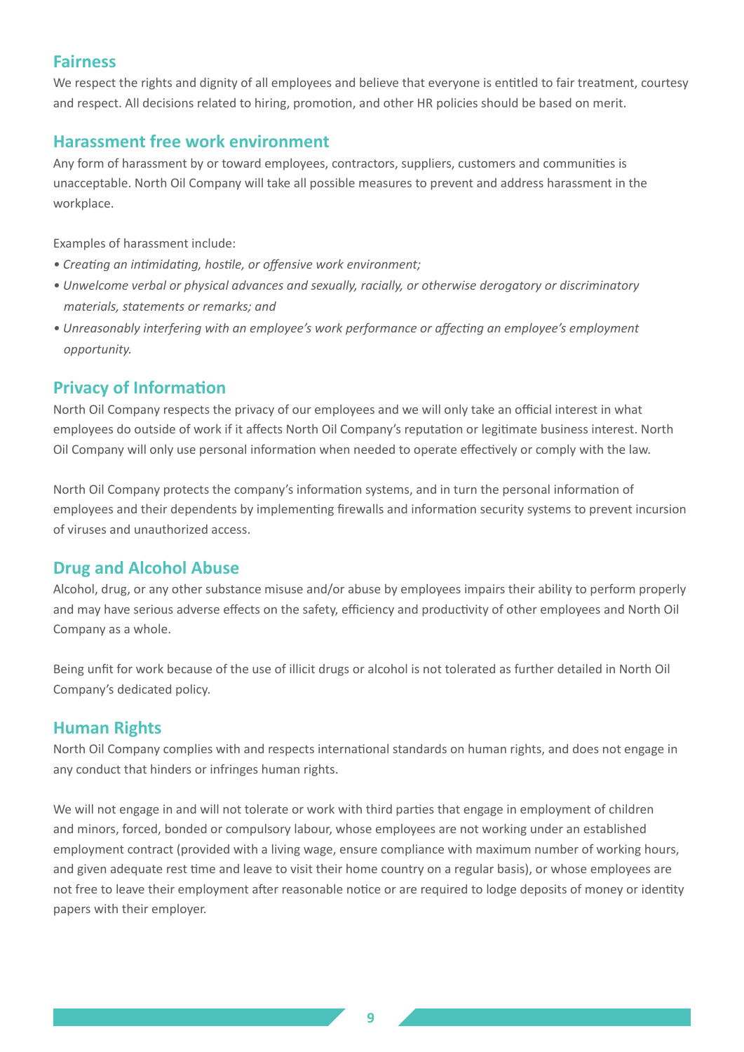## Fairness

We respect the rights and dignity of all employees and believe that everyone is entitled to fair treatment, courtesy and respect. All decisions related to hiring, promotion, and other HR policies should be based on merit.

## Harassment free work environment

Any form of harassment by or toward employees, contractors, suppliers, customers and communities is unacceptable. North Oil Company will take all possible measures to prevent and address harassment in the workplace.

Examples of harassment include:

- *Creating an intimidating, hostile, or offensive work environment;*
- *Unwelcome verbal or physical advances and sexually, racially, or otherwise derogatory or discriminatory materials, statements or remarks; and*
- *Unreasonably interfering with an employee's work performance or affecting an employee's employment opportunity.*

## Privacy of Information

North Oil Company respects the privacy of our employees and we will only take an official interest in what employees do outside of work if it affects North Oil Company's reputation or legitimate business interest. North Oil Company will only use personal information when needed to operate effectively or comply with the law.

North Oil Company protects the company's information systems, and in turn the personal information of employees and their dependents by implementing firewalls and information security systems to prevent incursion of viruses and unauthorized access.

## Drug and Alcohol Abuse

Alcohol, drug, or any other substance misuse and/or abuse by employees impairs their ability to perform properly and may have serious adverse effects on the safety, efficiency and productivity of other employees and North Oil Company as a whole.

Being unfit for work because of the use of illicit drugs or alcohol is not tolerated as further detailed in North Oil Company's dedicated policy.

## Human Rights

North Oil Company complies with and respects international standards on human rights, and does not engage in any conduct that hinders or infringes human rights.

We will not engage in and will not tolerate or work with third parties that engage in employment of children and minors, forced, bonded or compulsory labour, whose employees are not working under an established employment contract (provided with a living wage, ensure compliance with maximum number of working hours, and given adequate rest time and leave to visit their home country on a regular basis), or whose employees are not free to leave their employment after reasonable notice or are required to lodge deposits of money or identity papers with their employer.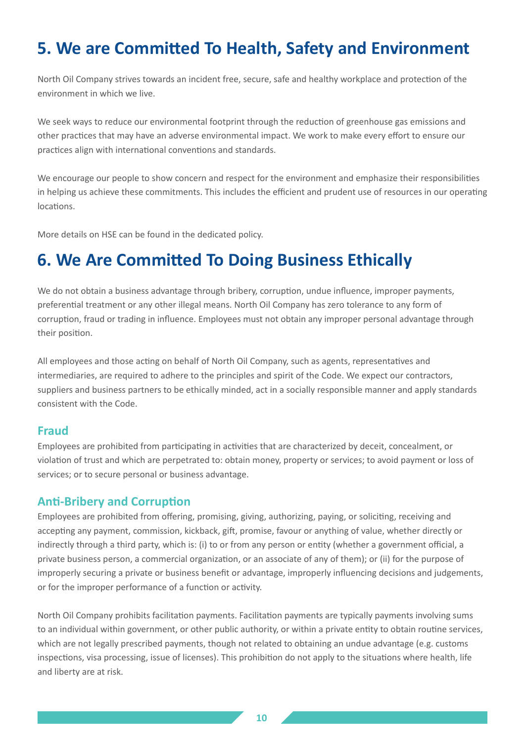# 5. We are Committed To Health, Safety and Environment

North Oil Company strives towards an incident free, secure, safe and healthy workplace and protection of the environment in which we live.

We seek ways to reduce our environmental footprint through the reduction of greenhouse gas emissions and other practices that may have an adverse environmental impact. We work to make every effort to ensure our practices align with international conventions and standards.

We encourage our people to show concern and respect for the environment and emphasize their responsibilities in helping us achieve these commitments. This includes the efficient and prudent use of resources in our operating locations.

More details on HSE can be found in the dedicated policy.

# 6. We Are Committed To Doing Business Ethically

We do not obtain a business advantage through bribery, corruption, undue influence, improper payments, preferential treatment or any other illegal means. North Oil Company has zero tolerance to any form of corruption, fraud or trading in influence. Employees must not obtain any improper personal advantage through their position.

All employees and those acting on behalf of North Oil Company, such as agents, representatives and intermediaries, are required to adhere to the principles and spirit of the Code. We expect our contractors, suppliers and business partners to be ethically minded, act in a socially responsible manner and apply standards consistent with the Code.

### Fraud

Employees are prohibited from participating in activities that are characterized by deceit, concealment, or violation of trust and which are perpetrated to: obtain money, property or services; to avoid payment or loss of services; or to secure personal or business advantage.

### Anti-Bribery and Corruption

Employees are prohibited from offering, promising, giving, authorizing, paying, or soliciting, receiving and accepting any payment, commission, kickback, gift, promise, favour or anything of value, whether directly or indirectly through a third party, which is: (i) to or from any person or entity (whether a government official, a private business person, a commercial organization, or an associate of any of them); or (ii) for the purpose of improperly securing a private or business benefit or advantage, improperly influencing decisions and judgements, or for the improper performance of a function or activity.

North Oil Company prohibits facilitation payments. Facilitation payments are typically payments involving sums to an individual within government, or other public authority, or within a private entity to obtain routine services, which are not legally prescribed payments, though not related to obtaining an undue advantage (e.g. customs inspections, visa processing, issue of licenses). This prohibition do not apply to the situations where health, life and liberty are at risk.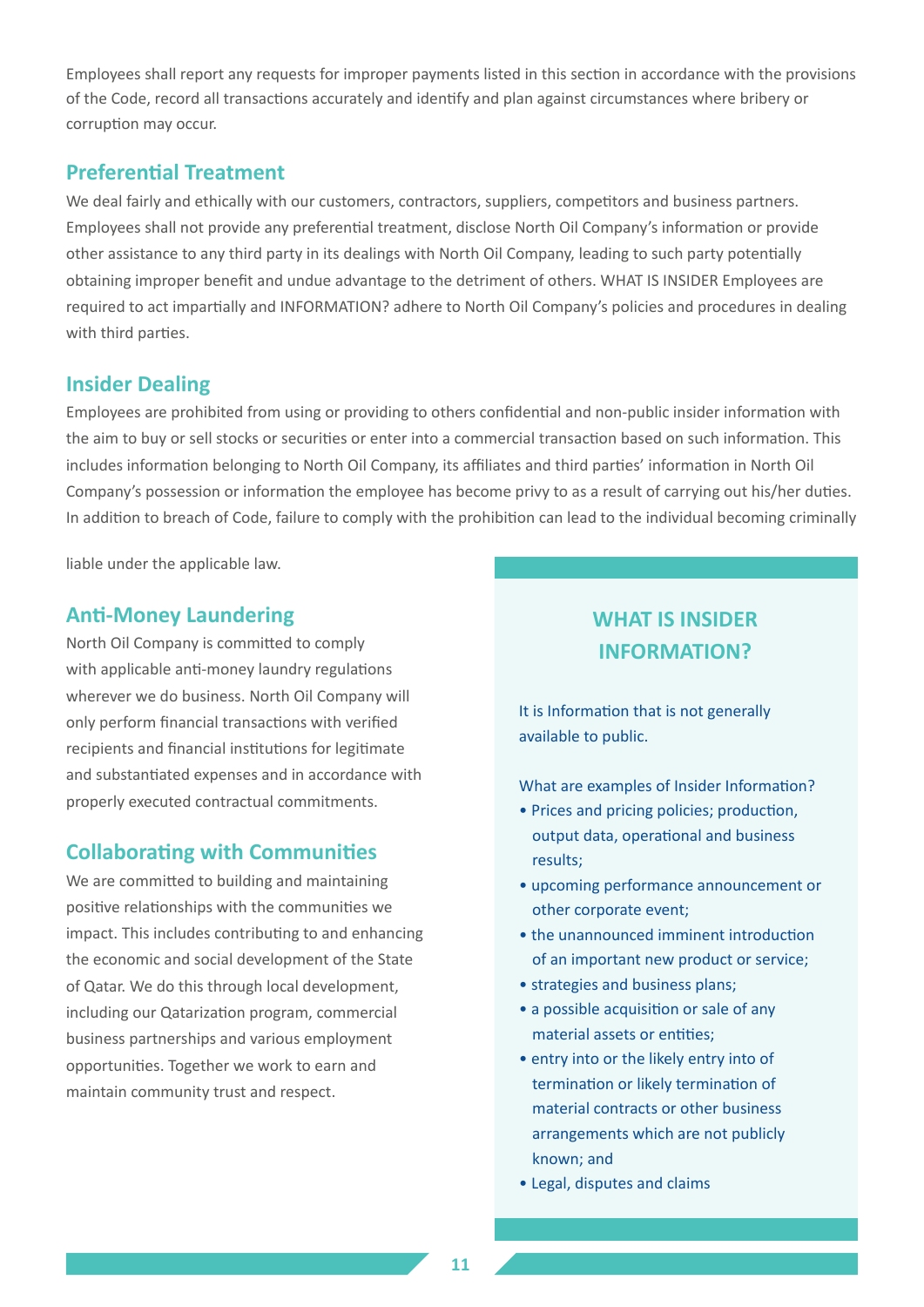Employees shall report any requests for improper payments listed in this section in accordance with the provisions of the Code, record all transactions accurately and identify and plan against circumstances where bribery or corruption may occur.

## Preferential Treatment

We deal fairly and ethically with our customers, contractors, suppliers, competitors and business partners. Employees shall not provide any preferential treatment, disclose North Oil Company's information or provide other assistance to any third party in its dealings with North Oil Company, leading to such party potentially obtaining improper benefit and undue advantage to the detriment of others. WHAT IS INSIDER Employees are required to act impartially and INFORMATION? adhere to North Oil Company's policies and procedures in dealing with third parties.

## Insider Dealing

Employees are prohibited from using or providing to others confidential and non-public insider information with the aim to buy or sell stocks or securities or enter into a commercial transaction based on such information. This includes information belonging to North Oil Company, its affiliates and third parties' information in North Oil Company's possession or information the employee has become privy to as a result of carrying out his/her duties. In addition to breach of Code, failure to comply with the prohibition can lead to the individual becoming criminally liable under the applicable law.

## Anti-Money Laundering

North Oil Company is committed to comply with applicable anti-money laundry regulations wherever we do business. North Oil Company will only perform financial transactions with verified recipients and financial institutions for legitimate and substantiated expenses and in accordance with properly executed contractual commitments.

## Collaborating with Communities

We are committed to building and maintaining positive relationships with the communities we impact. This includes contributing to and enhancing the economic and social development of the State of Qatar. We do this through local development, including our Qatarization program, commercial business partnerships and various employment opportunities. Together we work to earn and maintain community trust and respect.

### WHAT IS INSIDER INFORMATION?

It is Information that is not generally available to public.

What are examples of Insider Information?

- Prices and pricing policies; production, output data, operational and business results;
- upcoming performance announcement or other corporate event;
- the unannounced imminent introduction of an important new product or service;
- strategies and business plans;
- a possible acquisition or sale of any material assets or entities;
- entry into or the likely entry into of termination or likely termination of material contracts or other business arrangements which are not publicly known; and
- Legal, disputes and claims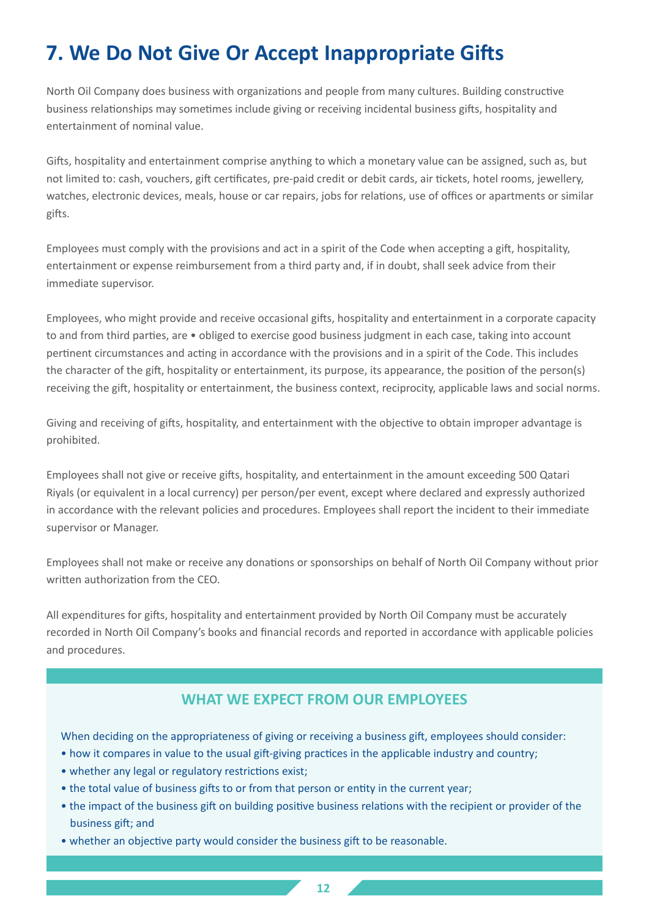# 7. We Do Not Give Or Accept Inappropriate Gifts

North Oil Company does business with organizations and people from many cultures. Building constructive business relationships may sometimes include giving or receiving incidental business gifts, hospitality and entertainment of nominal value.

Gifts, hospitality and entertainment comprise anything to which a monetary value can be assigned, such as, but not limited to: cash, vouchers, gift certificates, pre-paid credit or debit cards, air tickets, hotel rooms, jewellery, watches, electronic devices, meals, house or car repairs, jobs for relations, use of offices or apartments or similar gifts.

Employees must comply with the provisions and act in a spirit of the Code when accepting a gift, hospitality, entertainment or expense reimbursement from a third party and, if in doubt, shall seek advice from their immediate supervisor.

Employees, who might provide and receive occasional gifts, hospitality and entertainment in a corporate capacity to and from third parties, are • obliged to exercise good business judgment in each case, taking into account pertinent circumstances and acting in accordance with the provisions and in a spirit of the Code. This includes the character of the gift, hospitality or entertainment, its purpose, its appearance, the position of the person(s) receiving the gift, hospitality or entertainment, the business context, reciprocity, applicable laws and social norms.

Giving and receiving of gifts, hospitality, and entertainment with the objective to obtain improper advantage is prohibited.

Employees shall not give or receive gifts, hospitality, and entertainment in the amount exceeding 500 Qatari Riyals (or equivalent in a local currency) per person/per event, except where declared and expressly authorized in accordance with the relevant policies and procedures. Employees shall report the incident to their immediate supervisor or Manager.

Employees shall not make or receive any donations or sponsorships on behalf of North Oil Company without prior written authorization from the CEO.

All expenditures for gifts, hospitality and entertainment provided by North Oil Company must be accurately recorded in North Oil Company's books and financial records and reported in accordance with applicable policies and procedures.

## WHAT WE EXPECT FROM OUR EMPLOYEES

When deciding on the appropriateness of giving or receiving a business gift, employees should consider:

- how it compares in value to the usual gift-giving practices in the applicable industry and country;
- whether any legal or regulatory restrictions exist;
- the total value of business gifts to or from that person or entity in the current year;
- the impact of the business gift on building positive business relations with the recipient or provider of the business gift; and
- whether an objective party would consider the business gift to be reasonable.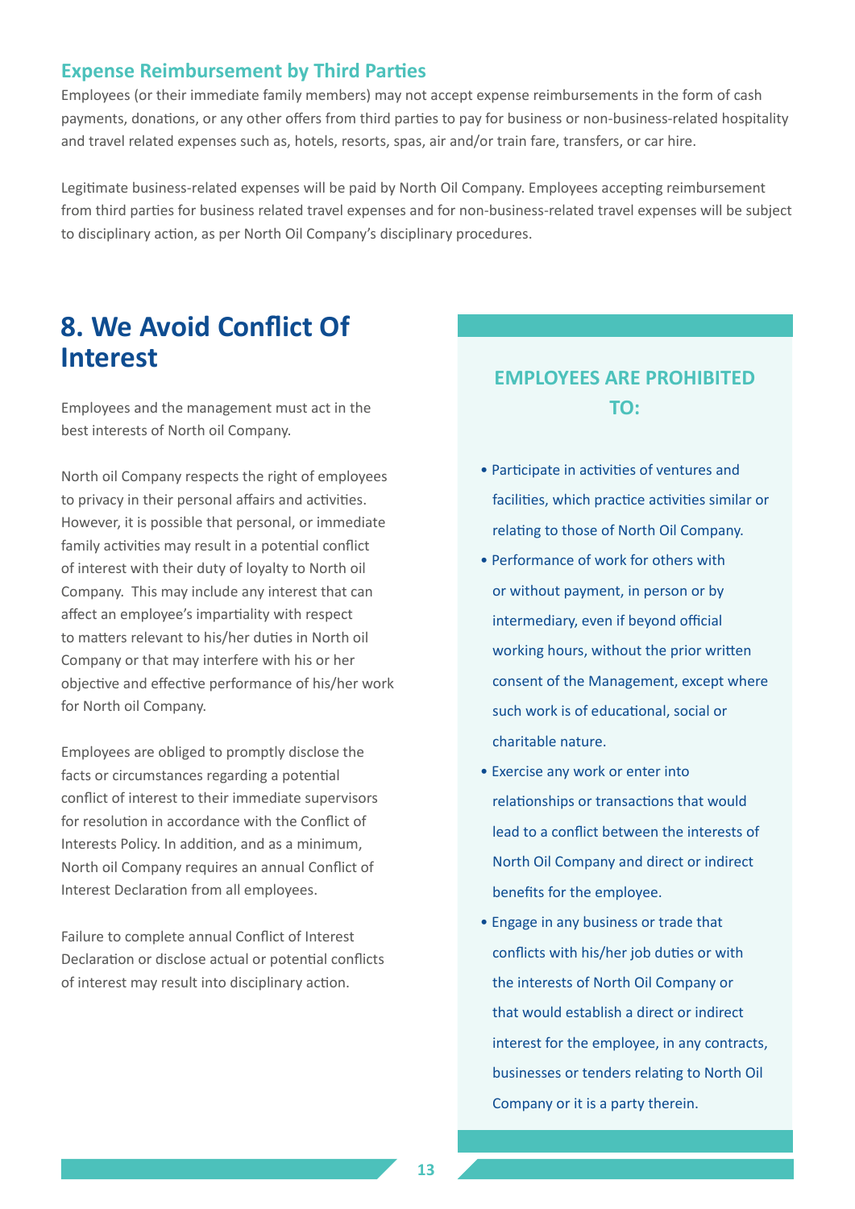### Expense Reimbursement by Third Parties

Employees (or their immediate family members) may not accept expense reimbursements in the form of cash payments, donations, or any other offers from third parties to pay for business or non-business-related hospitality and travel related expenses such as, hotels, resorts, spas, air and/or train fare, transfers, or car hire.

Legitimate business-related expenses will be paid by North Oil Company. Employees accepting reimbursement from third parties for business related travel expenses and for non-business-related travel expenses will be subject to disciplinary action, as per North Oil Company's disciplinary procedures.

## 8. We Avoid Conflict Of Interest

Employees and the management must act in the best interests of North oil Company.

North oil Company respects the right of employees to privacy in their personal affairs and activities. However, it is possible that personal, or immediate family activities may result in a potential conflict of interest with their duty of loyalty to North oil Company. This may include any interest that can affect an employee's impartiality with respect to matters relevant to his/her duties in North oil Company or that may interfere with his or her objective and effective performance of his/her work for North oil Company.

Employees are obliged to promptly disclose the facts or circumstances regarding a potential conflict of interest to their immediate supervisors for resolution in accordance with the Conflict of Interests Policy. In addition, and as a minimum, North oil Company requires an annual Conflict of Interest Declaration from all employees.

Failure to complete annual Conflict of Interest Declaration or disclose actual or potential conflicts of interest may result into disciplinary action.

### EMPLOYEES ARE PROHIBITED TO:

- Participate in activities of ventures and facilities, which practice activities similar or relating to those of North Oil Company.
- Performance of work for others with or without payment, in person or by intermediary, even if beyond official working hours, without the prior written consent of the Management, except where such work is of educational, social or charitable nature.
- Exercise any work or enter into relationships or transactions that would lead to a conflict between the interests of North Oil Company and direct or indirect benefits for the employee.
- Engage in any business or trade that conflicts with his/her job duties or with the interests of North Oil Company or that would establish a direct or indirect interest for the employee, in any contracts, businesses or tenders relating to North Oil Company or it is a party therein.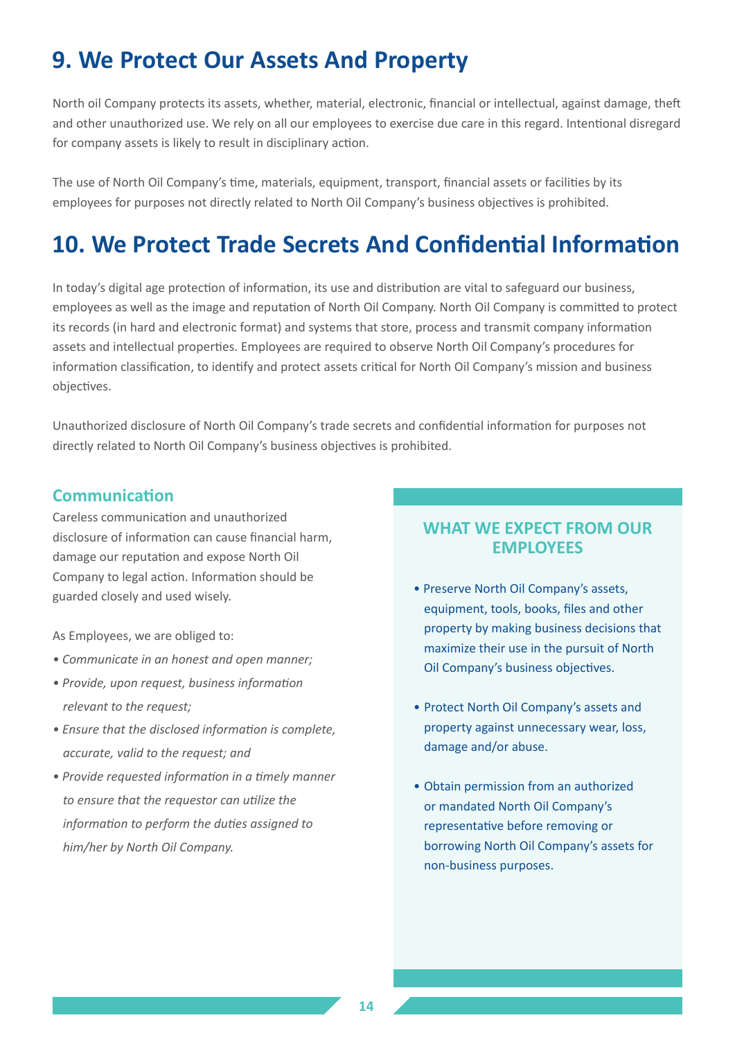## 9. We Protect Our Assets And Property

North oil Company protects its assets, whether, material, electronic, financial or intellectual, against damage, theft and other unauthorized use. We rely on all our employees to exercise due care in this regard. Intentional disregard for company assets is likely to result in disciplinary action.

The use of North Oil Company's time, materials, equipment, transport, financial assets or facilities by its employees for purposes not directly related to North Oil Company's business objectives is prohibited.

## 10. We Protect Trade Secrets And Confidential Information

In today's digital age protection of information, its use and distribution are vital to safeguard our business, employees as well as the image and reputation of North Oil Company. North Oil Company is committed to protect its records (in hard and electronic format) and systems that store, process and transmit company information assets and intellectual properties. Employees are required to observe North Oil Company's procedures for information classification, to identify and protect assets critical for North Oil Company's mission and business objectives.

Unauthorized disclosure of North Oil Company's trade secrets and confidential information for purposes not directly related to North Oil Company's business objectives is prohibited.

### Communication

Careless communication and unauthorized disclosure of information can cause financial harm, damage our reputation and expose North Oil Company to legal action. Information should be guarded closely and used wisely.

As Employees, we are obliged to:

- *Communicate in an honest and open manner;*
- *Provide, upon request, business information relevant to the request;*
- *Ensure that the disclosed information is complete, accurate, valid to the request; and*
- *Provide requested information in a timely manner to ensure that the requestor can utilize the information to perform the duties assigned to him/her by North Oil Company.*

### WHAT WE EXPECT FROM OUR EMPLOYEES

- Preserve North Oil Company's assets, equipment, tools, books, files and other property by making business decisions that maximize their use in the pursuit of North Oil Company's business objectives.
- Protect North Oil Company's assets and property against unnecessary wear, loss, damage and/or abuse.
- Obtain permission from an authorized or mandated North Oil Company's representative before removing or borrowing North Oil Company's assets for non-business purposes.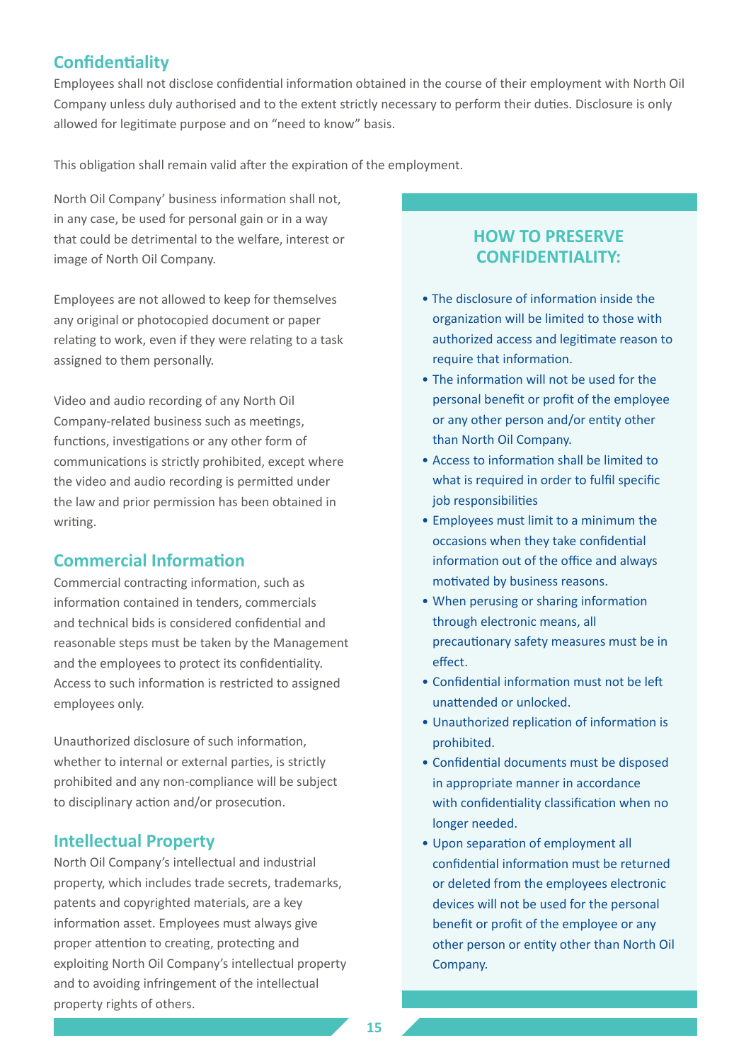## Confidentiality

Employees shall not disclose confidential information obtained in the course of their employment with North Oil Company unless duly authorised and to the extent strictly necessary to perform their duties. Disclosure is only allowed for legitimate purpose and on "need to know" basis.

This obligation shall remain valid after the expiration of the employment.

North Oil Company' business information shall not, in any case, be used for personal gain or in a way that could be detrimental to the welfare, interest or image of North Oil Company.

Employees are not allowed to keep for themselves any original or photocopied document or paper relating to work, even if they were relating to a task assigned to them personally.

Video and audio recording of any North Oil Company-related business such as meetings, functions, investigations or any other form of communications is strictly prohibited, except where the video and audio recording is permitted under the law and prior permission has been obtained in writing.

## Commercial Information

Commercial contracting information, such as information contained in tenders, commercials and technical bids is considered confidential and reasonable steps must be taken by the Management and the employees to protect its confidentiality. Access to such information is restricted to assigned employees only.

Unauthorized disclosure of such information, whether to internal or external parties, is strictly prohibited and any non-compliance will be subject to disciplinary action and/or prosecution.

## Intellectual Property

North Oil Company's intellectual and industrial property, which includes trade secrets, trademarks, patents and copyrighted materials, are a key information asset. Employees must always give proper attention to creating, protecting and exploiting North Oil Company's intellectual property and to avoiding infringement of the intellectual property rights of others.

### HOW TO PRESERVE CONFIDENTIALITY:

- The disclosure of information inside the organization will be limited to those with authorized access and legitimate reason to require that information.
- The information will not be used for the personal benefit or profit of the employee or any other person and/or entity other than North Oil Company.
- Access to information shall be limited to what is required in order to fulfil specific job responsibilities
- Employees must limit to a minimum the occasions when they take confidential information out of the office and always motivated by business reasons.
- When perusing or sharing information through electronic means, all precautionary safety measures must be in effect.
- Confidential information must not be left unattended or unlocked.
- Unauthorized replication of information is prohibited.
- Confidential documents must be disposed in appropriate manner in accordance with confidentiality classification when no longer needed.
- Upon separation of employment all confidential information must be returned or deleted from the employees electronic devices will not be used for the personal benefit or profit of the employee or any other person or entity other than North Oil Company.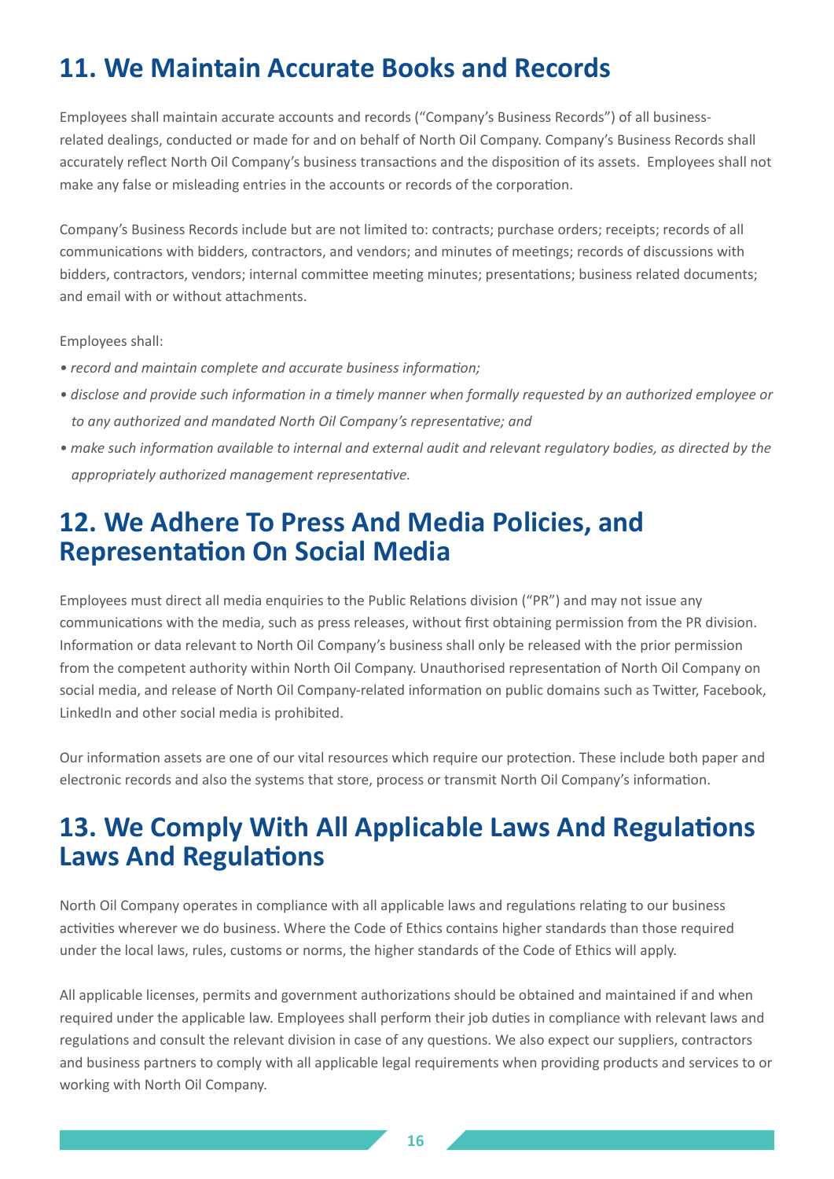## 11. We Maintain Accurate Books and Records

Employees shall maintain accurate accounts and records ("Company's Business Records") of all business-related dealings, conducted or made for and on behalf of North Oil Company. Company's Business Records shall accurately reflect North Oil Company's business transactions and the disposition of its assets. Employees shall not make any false or misleading entries in the accounts or records of the corporation.

Company's Business Records include but are not limited to: contracts; purchase orders; receipts; records of all communications with bidders, contractors, and vendors; and minutes of meetings; records of discussions with bidders, contractors, vendors; internal committee meeting minutes; presentations; business related documents; and email with or without attachments.

Employees shall:

- *record and maintain complete and accurate business information;*
- *disclose and provide such information in a timely manner when formally requested by an authorized employee or to any authorized and mandated North Oil Company's representative; and*
- *make such information available to internal and external audit and relevant regulatory bodies, as directed by the appropriately authorized management representative.*

## 12. We Adhere To Press And Media Policies, and Representation On Social Media

Employees must direct all media enquiries to the Public Relations division ("PR") and may not issue any communications with the media, such as press releases, without first obtaining permission from the PR division. Information or data relevant to North Oil Company's business shall only be released with the prior permission from the competent authority within North Oil Company. Unauthorised representation of North Oil Company on social media, and release of North Oil Company-related information on public domains such as Twitter, Facebook, LinkedIn and other social media is prohibited.

Our information assets are one of our vital resources which require our protection. These include both paper and electronic records and also the systems that store, process or transmit North Oil Company's information.

## 13. We Comply With All Applicable Laws And Regulations Laws And Regulations

North Oil Company operates in compliance with all applicable laws and regulations relating to our business activities wherever we do business. Where the Code of Ethics contains higher standards than those required under the local laws, rules, customs or norms, the higher standards of the Code of Ethics will apply.

All applicable licenses, permits and government authorizations should be obtained and maintained if and when required under the applicable law. Employees shall perform their job duties in compliance with relevant laws and regulations and consult the relevant division in case of any questions. We also expect our suppliers, contractors and business partners to comply with all applicable legal requirements when providing products and services to or working with North Oil Company.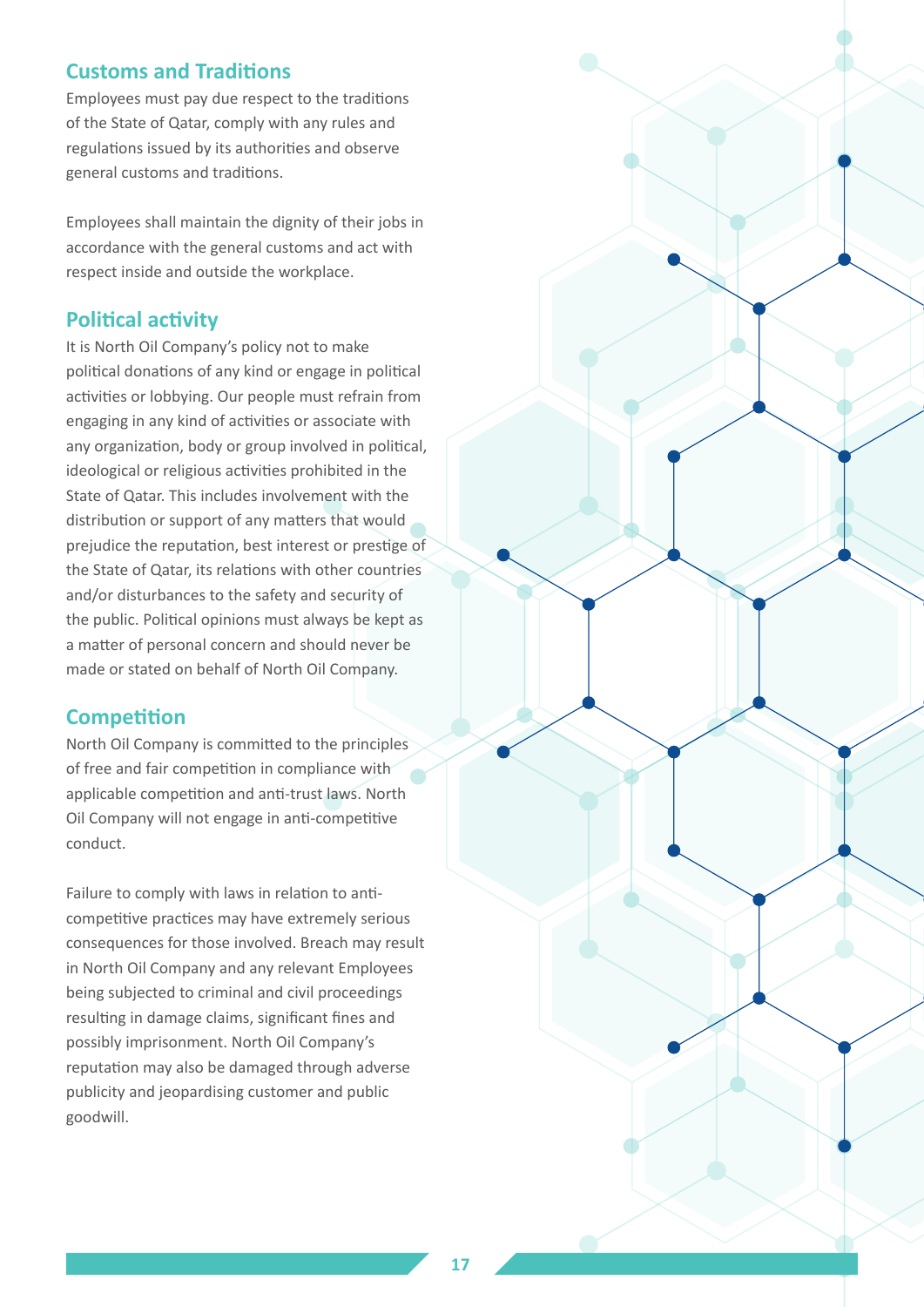## Customs and Traditions

Employees must pay due respect to the traditions of the State of Qatar, comply with any rules and regulations issued by its authorities and observe general customs and traditions.

Employees shall maintain the dignity of their jobs in accordance with the general customs and act with respect inside and outside the workplace.

## Political activity

It is North Oil Company's policy not to make political donations of any kind or engage in political activities or lobbying. Our people must refrain from engaging in any kind of activities or associate with any organization, body or group involved in political, ideological or religious activities prohibited in the State of Qatar. This includes involvement with the distribution or support of any matters that would prejudice the reputation, best interest or prestige of the State of Qatar, its relations with other countries and/or disturbances to the safety and security of the public. Political opinions must always be kept as a matter of personal concern and should never be made or stated on behalf of North Oil Company.

## Competition

North Oil Company is committed to the principles of free and fair competition in compliance with applicable competition and anti-trust laws. North Oil Company will not engage in anti-competitive conduct.

Failure to comply with laws in relation to anti-competitive practices may have extremely serious consequences for those involved. Breach may result in North Oil Company and any relevant Employees being subjected to criminal and civil proceedings resulting in damage claims, significant fines and possibly imprisonment. North Oil Company's reputation may also be damaged through adverse publicity and jeopardising customer and public goodwill.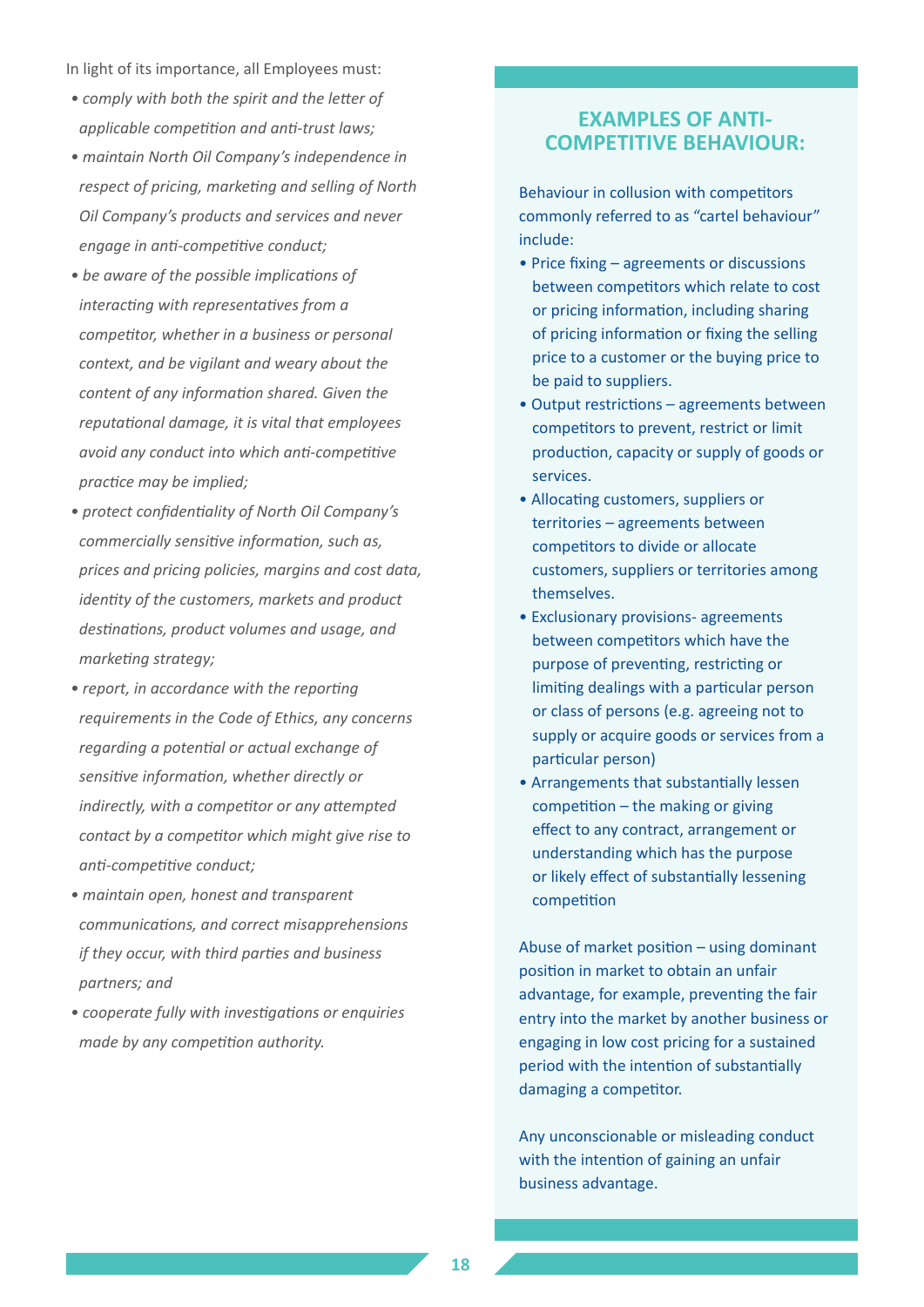In light of its importance, all Employees must:

- *comply with both the spirit and the letter of applicable competition and anti-trust laws;*
- *maintain North Oil Company's independence in respect of pricing, marketing and selling of North Oil Company's products and services and never engage in anti-competitive conduct;*
- *be aware of the possible implications of interacting with representatives from a competitor, whether in a business or personal context, and be vigilant and weary about the content of any information shared. Given the reputational damage, it is vital that employees avoid any conduct into which anti-competitive practice may be implied;*
- *protect confidentiality of North Oil Company's commercially sensitive information, such as, prices and pricing policies, margins and cost data, identity of the customers, markets and product destinations, product volumes and usage, and marketing strategy;*
- *report, in accordance with the reporting requirements in the Code of Ethics, any concerns regarding a potential or actual exchange of sensitive information, whether directly or indirectly, with a competitor or any attempted contact by a competitor which might give rise to anti-competitive conduct;*
- *maintain open, honest and transparent communications, and correct misapprehensions if they occur, with third parties and business partners; and*
- *cooperate fully with investigations or enquiries made by any competition authority.*

## EXAMPLES OF ANTI-COMPETITIVE BEHAVIOUR:

Behaviour in collusion with competitors commonly referred to as "cartel behaviour" include:

- Price fixing – agreements or discussions between competitors which relate to cost or pricing information, including sharing of pricing information or fixing the selling price to a customer or the buying price to be paid to suppliers.
- Output restrictions – agreements between competitors to prevent, restrict or limit production, capacity or supply of goods or services.
- Allocating customers, suppliers or territories – agreements between competitors to divide or allocate customers, suppliers or territories among themselves.
- Exclusionary provisions- agreements between competitors which have the purpose of preventing, restricting or limiting dealings with a particular person or class of persons (e.g. agreeing not to supply or acquire goods or services from a particular person)
- Arrangements that substantially lessen competition – the making or giving effect to any contract, arrangement or understanding which has the purpose or likely effect of substantially lessening competition

Abuse of market position – using dominant position in market to obtain an unfair advantage, for example, preventing the fair entry into the market by another business or engaging in low cost pricing for a sustained period with the intention of substantially damaging a competitor.

Any unconscionable or misleading conduct with the intention of gaining an unfair business advantage.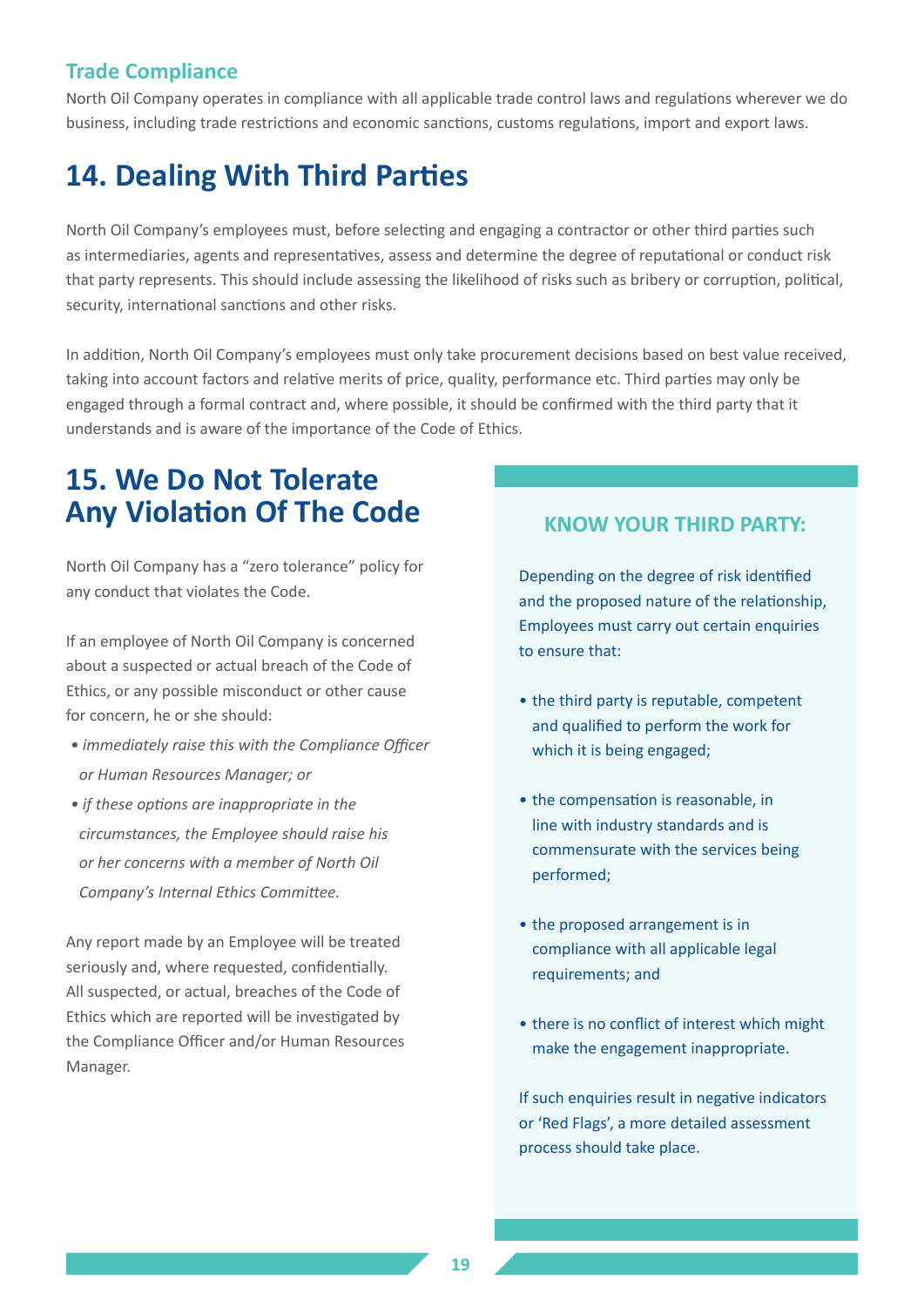### Trade Compliance

North Oil Company operates in compliance with all applicable trade control laws and regulations wherever we do business, including trade restrictions and economic sanctions, customs regulations, import and export laws.

## 14. Dealing With Third Parties

North Oil Company's employees must, before selecting and engaging a contractor or other third parties such as intermediaries, agents and representatives, assess and determine the degree of reputational or conduct risk that party represents. This should include assessing the likelihood of risks such as bribery or corruption, political, security, international sanctions and other risks.

In addition, North Oil Company's employees must only take procurement decisions based on best value received, taking into account factors and relative merits of price, quality, performance etc. Third parties may only be engaged through a formal contract and, where possible, it should be confirmed with the third party that it understands and is aware of the importance of the Code of Ethics.

## 15. We Do Not Tolerate Any Violation Of The Code

North Oil Company has a "zero tolerance" policy for any conduct that violates the Code.

If an employee of North Oil Company is concerned about a suspected or actual breach of the Code of Ethics, or any possible misconduct or other cause for concern, he or she should:

- *immediately raise this with the Compliance Officer or Human Resources Manager; or*
- *if these options are inappropriate in the circumstances, the Employee should raise his or her concerns with a member of North Oil Company's Internal Ethics Committee.*

Any report made by an Employee will be treated seriously and, where requested, confidentially. All suspected, or actual, breaches of the Code of Ethics which are reported will be investigated by the Compliance Officer and/or Human Resources Manager.

### KNOW YOUR THIRD PARTY:

Depending on the degree of risk identified and the proposed nature of the relationship, Employees must carry out certain enquiries to ensure that:

- the third party is reputable, competent and qualified to perform the work for which it is being engaged;
- the compensation is reasonable, in line with industry standards and is commensurate with the services being performed;
- the proposed arrangement is in compliance with all applicable legal requirements; and
- there is no conflict of interest which might make the engagement inappropriate.

If such enquiries result in negative indicators or 'Red Flags', a more detailed assessment process should take place.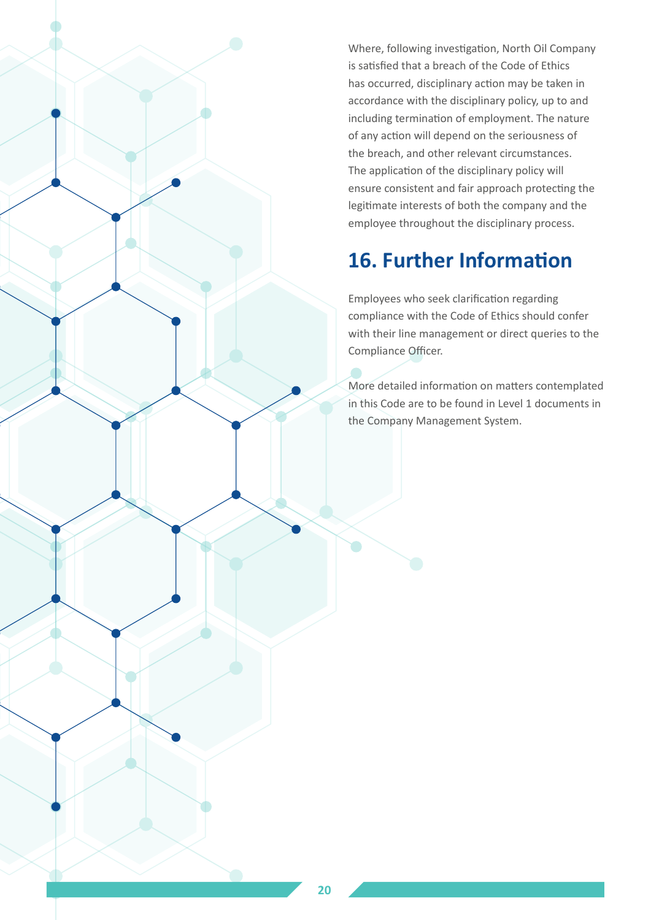Where, following investigation, North Oil Company is satisfied that a breach of the Code of Ethics has occurred, disciplinary action may be taken in accordance with the disciplinary policy, up to and including termination of employment. The nature of any action will depend on the seriousness of the breach, and other relevant circumstances. The application of the disciplinary policy will ensure consistent and fair approach protecting the legitimate interests of both the company and the employee throughout the disciplinary process.

## 16. Further Information

Employees who seek clarification regarding compliance with the Code of Ethics should confer with their line management or direct queries to the Compliance Officer.

More detailed information on matters contemplated in this Code are to be found in Level 1 documents in the Company Management System.